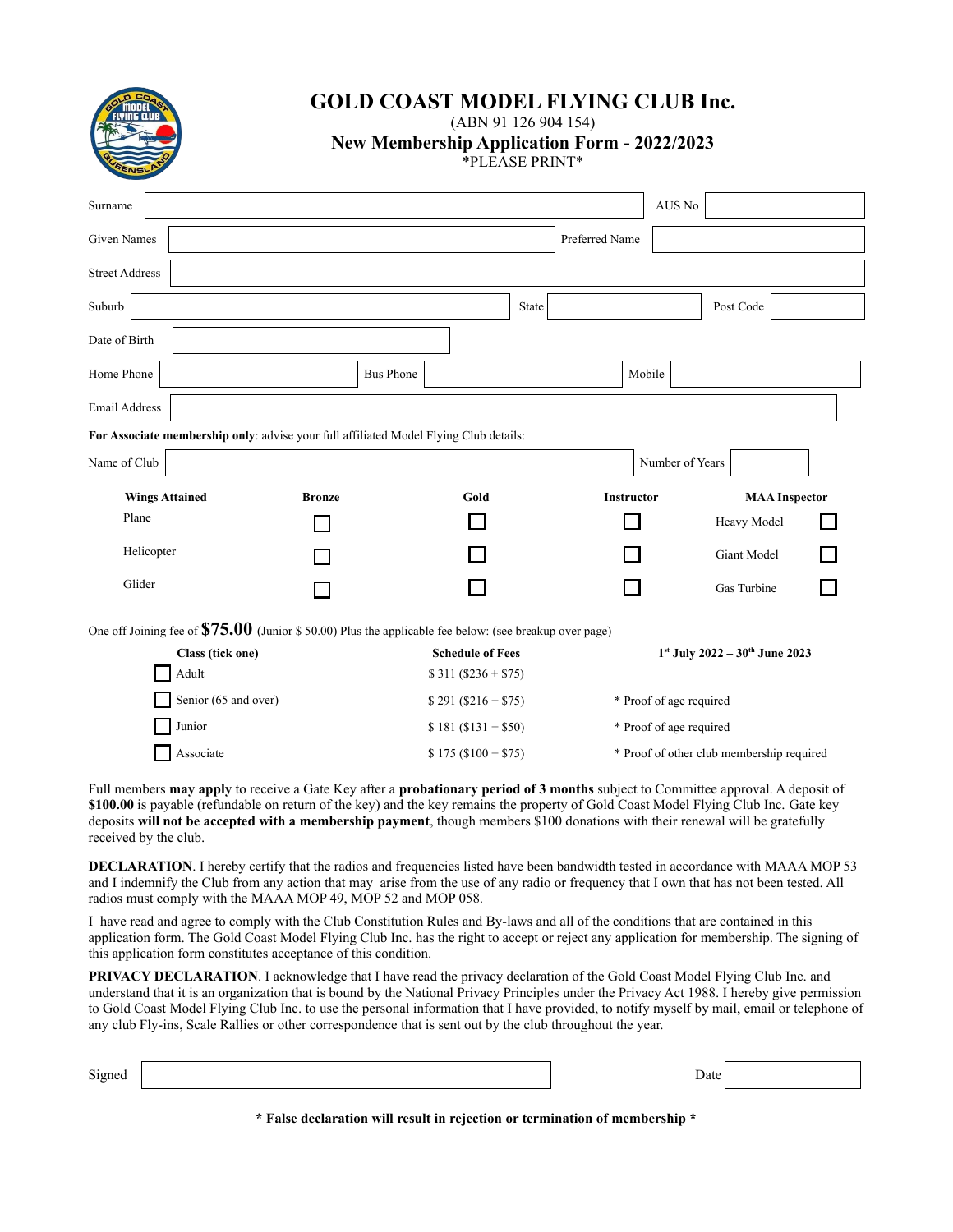# GOLD COAST MODEL FLYING CLUB Inc.

(ABN 91 126 904 154)

## New Membership Application Form - 2022/2023

*PLEASE PRINT*

| | | | |
|---|---|---|---|
| Surname | | AUS No | |
| Given Names | | Preferred Name | |
| Street Address | | | |
| Suburb | | State | | Post Code | |
| Date of Birth | | | |
| Home Phone | | Bus Phone | | Mobile | |
| Email Address | | | |

**For Associate membership only**: advise your full affiliated Model Flying Club details:

| | | | |
|---|---|---|---|
| Name of Club | | Number of Years | |

| Wings Attained | Bronze | Gold | Instructor | MAA Inspector | |
|---|---|---|---|---|---|
| Plane | ☐ | ☐ | ☐ | Heavy Model | ☐ |
| Helicopter | ☐ | ☐ | ☐ | Giant Model | ☐ |
| Glider | ☐ | ☐ | ☐ | Gas Turbine | ☐ |

One off Joining fee of **$75.00** (Junior $ 50.00) Plus the applicable fee below: (see breakup over page)

| Class (tick one) | Schedule of Fees | 1st July 2022 – 30th June 2023 |
|---|---|---|
| ☐ Adult | $ 311 ($236 + $75) | |
| ☐ Senior (65 and over) | $ 291 ($216 + $75) | * Proof of age required |
| ☐ Junior | $ 181 ($131 + $50) | * Proof of age required |
| ☐ Associate | $ 175 ($100 + $75) | * Proof of other club membership required |

Full members **may apply** to receive a Gate Key after a **probationary period of 3 months** subject to Committee approval. A deposit of **$100.00** is payable (refundable on return of the key) and the key remains the property of Gold Coast Model Flying Club Inc. Gate key deposits **will not be accepted with a membership payment**, though members $100 donations with their renewal will be gratefully received by the club.

**DECLARATION**. I hereby certify that the radios and frequencies listed have been bandwidth tested in accordance with MAAA MOP 53 and I indemnify the Club from any action that may arise from the use of any radio or frequency that I own that has not been tested. All radios must comply with the MAAA MOP 49, MOP 52 and MOP 058.

I have read and agree to comply with the Club Constitution Rules and By-laws and all of the conditions that are contained in this application form. The Gold Coast Model Flying Club Inc. has the right to accept or reject any application for membership. The signing of this application form constitutes acceptance of this condition.

**PRIVACY DECLARATION**. I acknowledge that I have read the privacy declaration of the Gold Coast Model Flying Club Inc. and understand that it is an organization that is bound by the National Privacy Principles under the Privacy Act 1988. I hereby give permission to Gold Coast Model Flying Club Inc. to use the personal information that I have provided, to notify myself by mail, email or telephone of any club Fly-ins, Scale Rallies or other correspondence that is sent out by the club throughout the year.

| | | | |
|---|---|---|---|
| Signed | | Date | |

**\* False declaration will result in rejection or termination of membership \***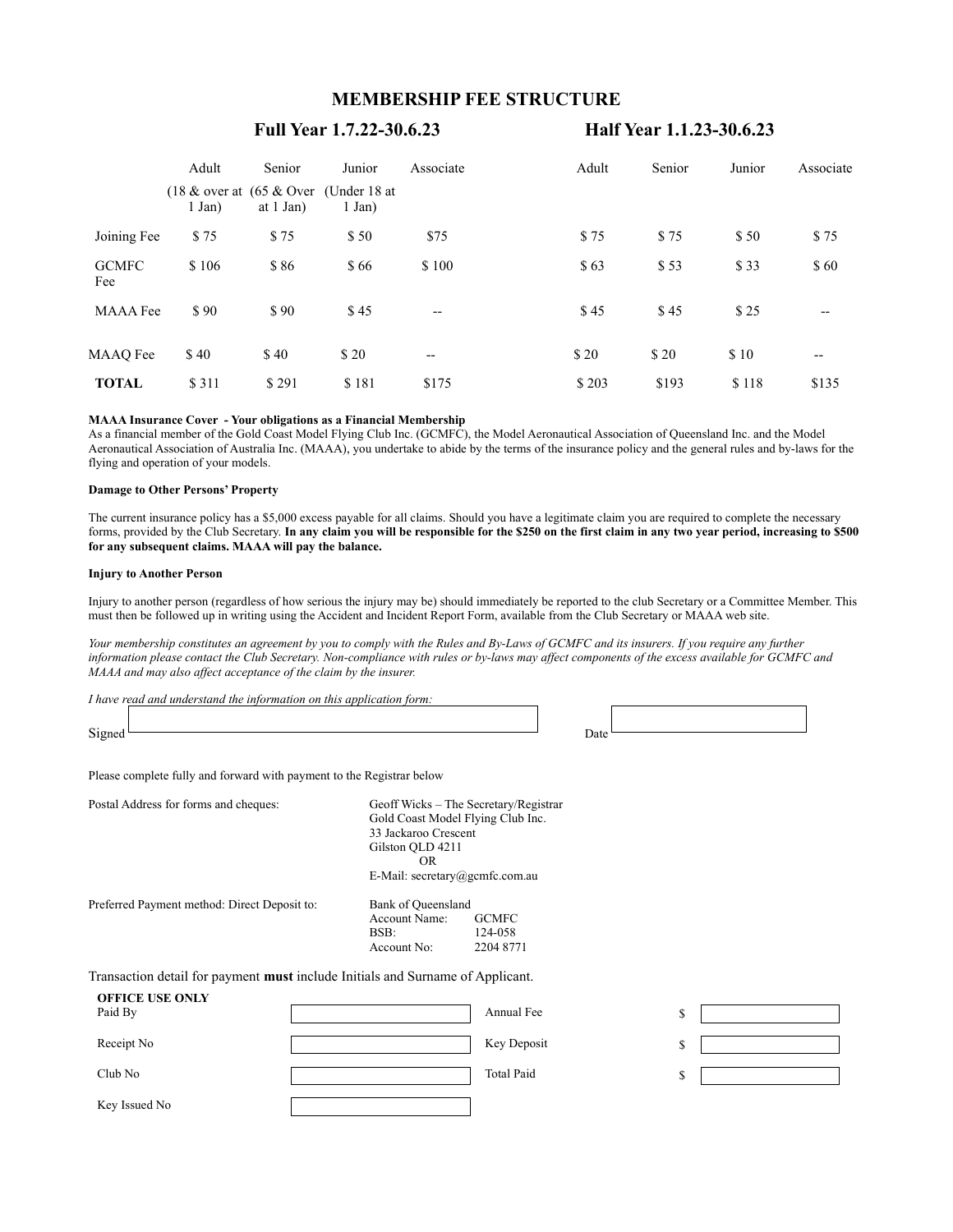# MEMBERSHIP FEE STRUCTURE

| | Full Year 1.7.22-30.6.23 | | | | Half Year 1.1.23-30.6.23 | | | |
|---|---|---|---|---|---|---|---|---|
| | Adult (18 & over at 1 Jan) | Senior (65 & Over at 1 Jan) | Junior (Under 18 at 1 Jan) | Associate | Adult | Senior | Junior | Associate |
| Joining Fee | $ 75 | $ 75 | $ 50 | $75 | $ 75 | $ 75 | $ 50 | $ 75 |
| GCMFC Fee | $ 106 | $ 86 | $ 66 | $ 100 | $ 63 | $ 53 | $ 33 | $ 60 |
| MAAA Fee | $ 90 | $ 90 | $ 45 | -- | $ 45 | $ 45 | $ 25 | -- |
| MAAQ Fee | $ 40 | $ 40 | $ 20 | -- | $ 20 | $ 20 | $ 10 | -- |
| **TOTAL** | $ 311 | $ 291 | $ 181 | $175 | $ 203 | $193 | $ 118 | $135 |

**MAAA Insurance Cover - Your obligations as a Financial Membership**
As a financial member of the Gold Coast Model Flying Club Inc. (GCMFC), the Model Aeronautical Association of Queensland Inc. and the Model Aeronautical Association of Australia Inc. (MAAA), you undertake to abide by the terms of the insurance policy and the general rules and by-laws for the flying and operation of your models.

**Damage to Other Persons' Property**

The current insurance policy has a $5,000 excess payable for all claims. Should you have a legitimate claim you are required to complete the necessary forms, provided by the Club Secretary. **In any claim you will be responsible for the $250 on the first claim in any two year period, increasing to $500 for any subsequent claims. MAAA will pay the balance.**

**Injury to Another Person**

Injury to another person (regardless of how serious the injury may be) should immediately be reported to the club Secretary or a Committee Member. This must then be followed up in writing using the Accident and Incident Report Form, available from the Club Secretary or MAAA web site.

*Your membership constitutes an agreement by you to comply with the Rules and By-Laws of GCMFC and its insurers. If you require any further information please contact the Club Secretary. Non-compliance with rules or by-laws may affect components of the excess available for GCMFC and MAAA and may also affect acceptance of the claim by the insurer.*

*I have read and understand the information on this application form:*

Signed ____________________ Date ____________

Please complete fully and forward with payment to the Registrar below

Postal Address for forms and cheques:

Geoff Wicks – The Secretary/Registrar
Gold Coast Model Flying Club Inc.
33 Jackaroo Crescent
Gilston QLD 4211
OR
E-Mail: secretary@gcmfc.com.au

Preferred Payment method: Direct Deposit to:

Bank of Queensland
Account Name: GCMFC
BSB: 124-058
Account No: 2204 8771

Transaction detail for payment **must** include Initials and Surname of Applicant.

**OFFICE USE ONLY**

| | | | |
|---|---|---|---|
| Paid By | | Annual Fee | $ |
| Receipt No | | Key Deposit | $ |
| Club No | | Total Paid | $ |
| Key Issued No | | | |